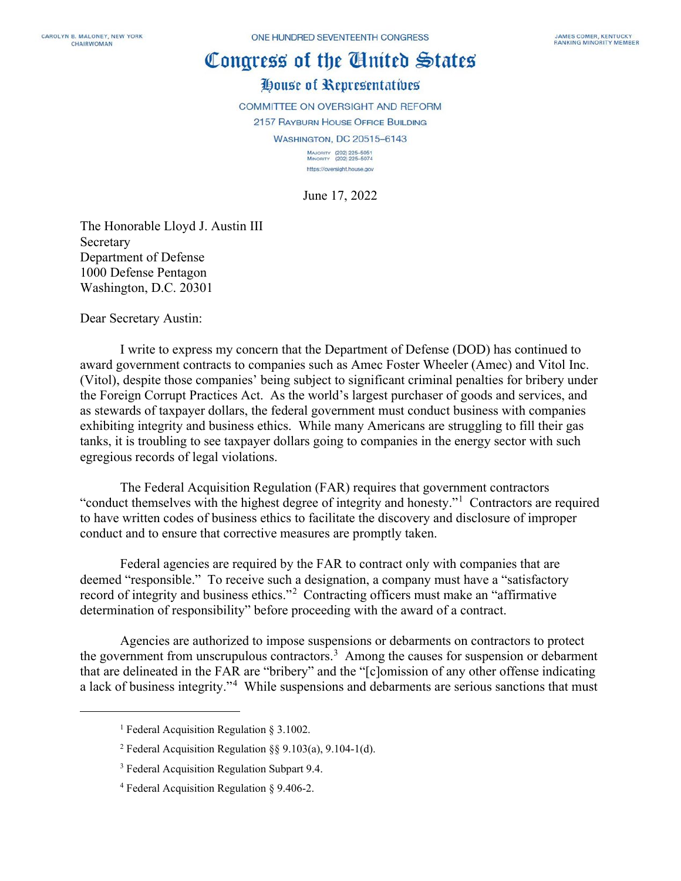CAROLYN B. MALONEY, NEW YORK
CHAIRWOMAN

ONE HUNDRED SEVENTEENTH CONGRESS

JAMES COMER, KENTUCKY
RANKING MINORITY MEMBER

# Congress of the United States

## House of Representatives

COMMITTEE ON OVERSIGHT AND REFORM
2157 RAYBURN HOUSE OFFICE BUILDING
WASHINGTON, DC 20515–6143

MAJORITY (202) 225-5051
MINORITY (202) 225-5074
https://oversight.house.gov

June 17, 2022

The Honorable Lloyd J. Austin III
Secretary
Department of Defense
1000 Defense Pentagon
Washington, D.C. 20301

Dear Secretary Austin:

I write to express my concern that the Department of Defense (DOD) has continued to award government contracts to companies such as Amec Foster Wheeler (Amec) and Vitol Inc. (Vitol), despite those companies' being subject to significant criminal penalties for bribery under the Foreign Corrupt Practices Act. As the world's largest purchaser of goods and services, and as stewards of taxpayer dollars, the federal government must conduct business with companies exhibiting integrity and business ethics. While many Americans are struggling to fill their gas tanks, it is troubling to see taxpayer dollars going to companies in the energy sector with such egregious records of legal violations.

The Federal Acquisition Regulation (FAR) requires that government contractors "conduct themselves with the highest degree of integrity and honesty."[1] Contractors are required to have written codes of business ethics to facilitate the discovery and disclosure of improper conduct and to ensure that corrective measures are promptly taken.

Federal agencies are required by the FAR to contract only with companies that are deemed "responsible." To receive such a designation, a company must have a "satisfactory record of integrity and business ethics."[2] Contracting officers must make an "affirmative determination of responsibility" before proceeding with the award of a contract.

Agencies are authorized to impose suspensions or debarments on contractors to protect the government from unscrupulous contractors.[3] Among the causes for suspension or debarment that are delineated in the FAR are "bribery" and the "[c]omission of any other offense indicating a lack of business integrity."[4] While suspensions and debarments are serious sanctions that must

---

[1] Federal Acquisition Regulation § 3.1002.

[2] Federal Acquisition Regulation §§ 9.103(a), 9.104-1(d).

[3] Federal Acquisition Regulation Subpart 9.4.

[4] Federal Acquisition Regulation § 9.406-2.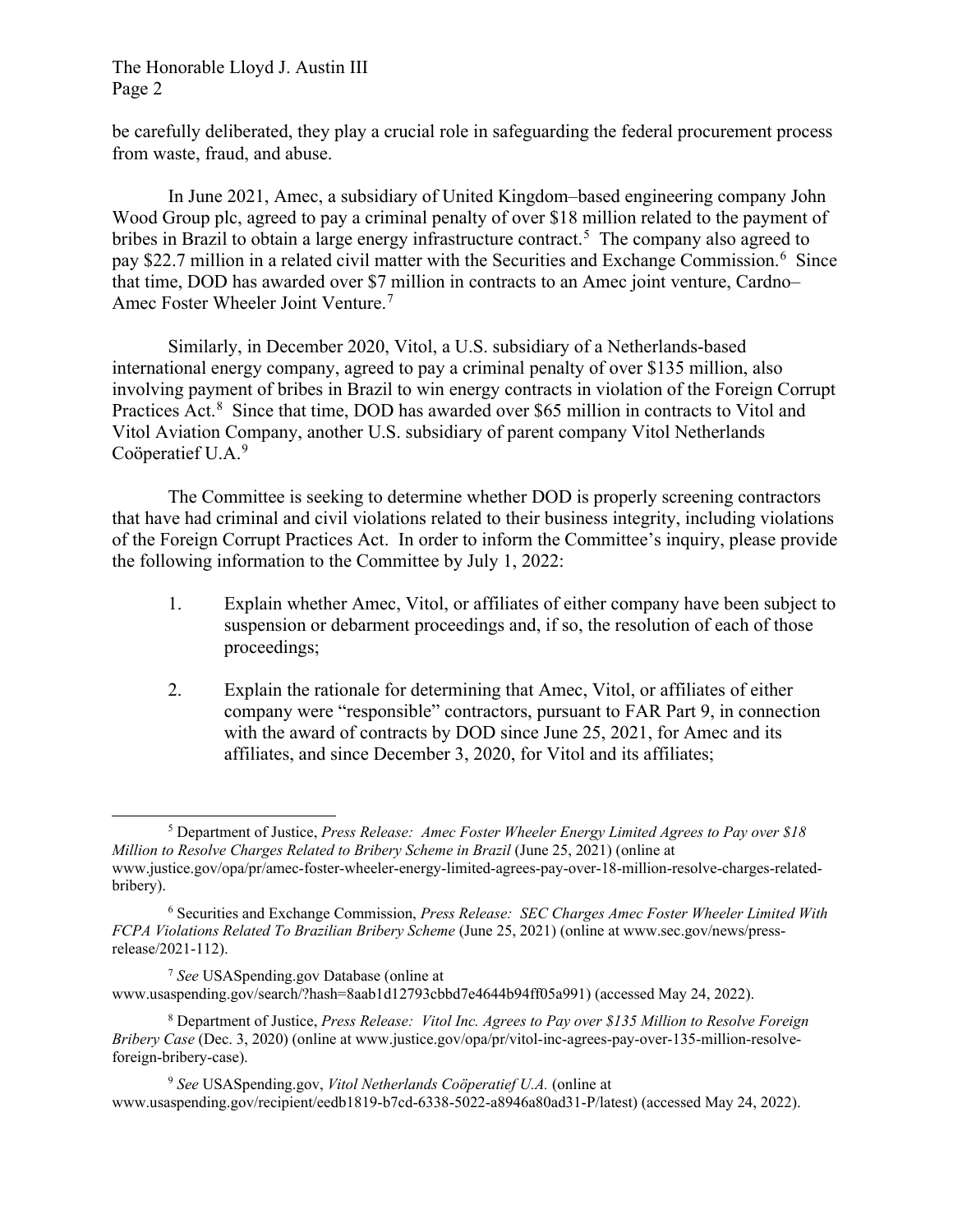be carefully deliberated, they play a crucial role in safeguarding the federal procurement process from waste, fraud, and abuse.

In June 2021, Amec, a subsidiary of United Kingdom–based engineering company John Wood Group plc, agreed to pay a criminal penalty of over $18 million related to the payment of bribes in Brazil to obtain a large energy infrastructure contract.[5] The company also agreed to pay $22.7 million in a related civil matter with the Securities and Exchange Commission.[6] Since that time, DOD has awarded over $7 million in contracts to an Amec joint venture, Cardno–Amec Foster Wheeler Joint Venture.[7]

Similarly, in December 2020, Vitol, a U.S. subsidiary of a Netherlands-based international energy company, agreed to pay a criminal penalty of over $135 million, also involving payment of bribes in Brazil to win energy contracts in violation of the Foreign Corrupt Practices Act.[8] Since that time, DOD has awarded over $65 million in contracts to Vitol and Vitol Aviation Company, another U.S. subsidiary of parent company Vitol Netherlands Coöperatief U.A.[9]

The Committee is seeking to determine whether DOD is properly screening contractors that have had criminal and civil violations related to their business integrity, including violations of the Foreign Corrupt Practices Act. In order to inform the Committee's inquiry, please provide the following information to the Committee by July 1, 2022:

1. Explain whether Amec, Vitol, or affiliates of either company have been subject to suspension or debarment proceedings and, if so, the resolution of each of those proceedings;

2. Explain the rationale for determining that Amec, Vitol, or affiliates of either company were "responsible" contractors, pursuant to FAR Part 9, in connection with the award of contracts by DOD since June 25, 2021, for Amec and its affiliates, and since December 3, 2020, for Vitol and its affiliates;

---

[5] Department of Justice, *Press Release: Amec Foster Wheeler Energy Limited Agrees to Pay over $18 Million to Resolve Charges Related to Bribery Scheme in Brazil* (June 25, 2021) (online at www.justice.gov/opa/pr/amec-foster-wheeler-energy-limited-agrees-pay-over-18-million-resolve-charges-related-bribery).

[6] Securities and Exchange Commission, *Press Release: SEC Charges Amec Foster Wheeler Limited With FCPA Violations Related To Brazilian Bribery Scheme* (June 25, 2021) (online at www.sec.gov/news/press-release/2021-112).

[7] *See* USASpending.gov Database (online at www.usaspending.gov/search/?hash=8aab1d12793cbbd7e4644b94ff05a991) (accessed May 24, 2022).

[8] Department of Justice, *Press Release: Vitol Inc. Agrees to Pay over $135 Million to Resolve Foreign Bribery Case* (Dec. 3, 2020) (online at www.justice.gov/opa/pr/vitol-inc-agrees-pay-over-135-million-resolve-foreign-bribery-case).

[9] *See* USASpending.gov, *Vitol Netherlands Coöperatief U.A.* (online at www.usaspending.gov/recipient/eedb1819-b7cd-6338-5022-a8946a80ad31-P/latest) (accessed May 24, 2022).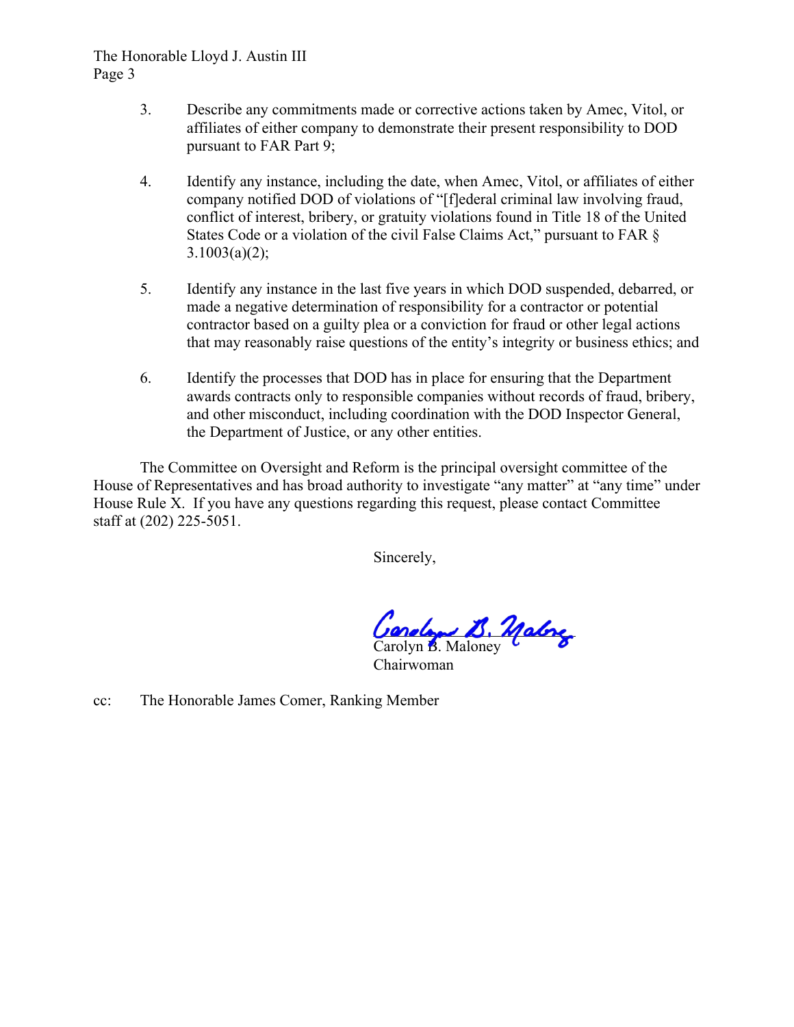3. Describe any commitments made or corrective actions taken by Amec, Vitol, or affiliates of either company to demonstrate their present responsibility to DOD pursuant to FAR Part 9;

4. Identify any instance, including the date, when Amec, Vitol, or affiliates of either company notified DOD of violations of "[f]ederal criminal law involving fraud, conflict of interest, bribery, or gratuity violations found in Title 18 of the United States Code or a violation of the civil False Claims Act," pursuant to FAR § 3.1003(a)(2);

5. Identify any instance in the last five years in which DOD suspended, debarred, or made a negative determination of responsibility for a contractor or potential contractor based on a guilty plea or a conviction for fraud or other legal actions that may reasonably raise questions of the entity's integrity or business ethics; and

6. Identify the processes that DOD has in place for ensuring that the Department awards contracts only to responsible companies without records of fraud, bribery, and other misconduct, including coordination with the DOD Inspector General, the Department of Justice, or any other entities.

The Committee on Oversight and Reform is the principal oversight committee of the House of Representatives and has broad authority to investigate "any matter" at "any time" under House Rule X. If you have any questions regarding this request, please contact Committee staff at (202) 225-5051.

Sincerely,

Carolyn B. Maloney
Chairwoman

cc: The Honorable James Comer, Ranking Member